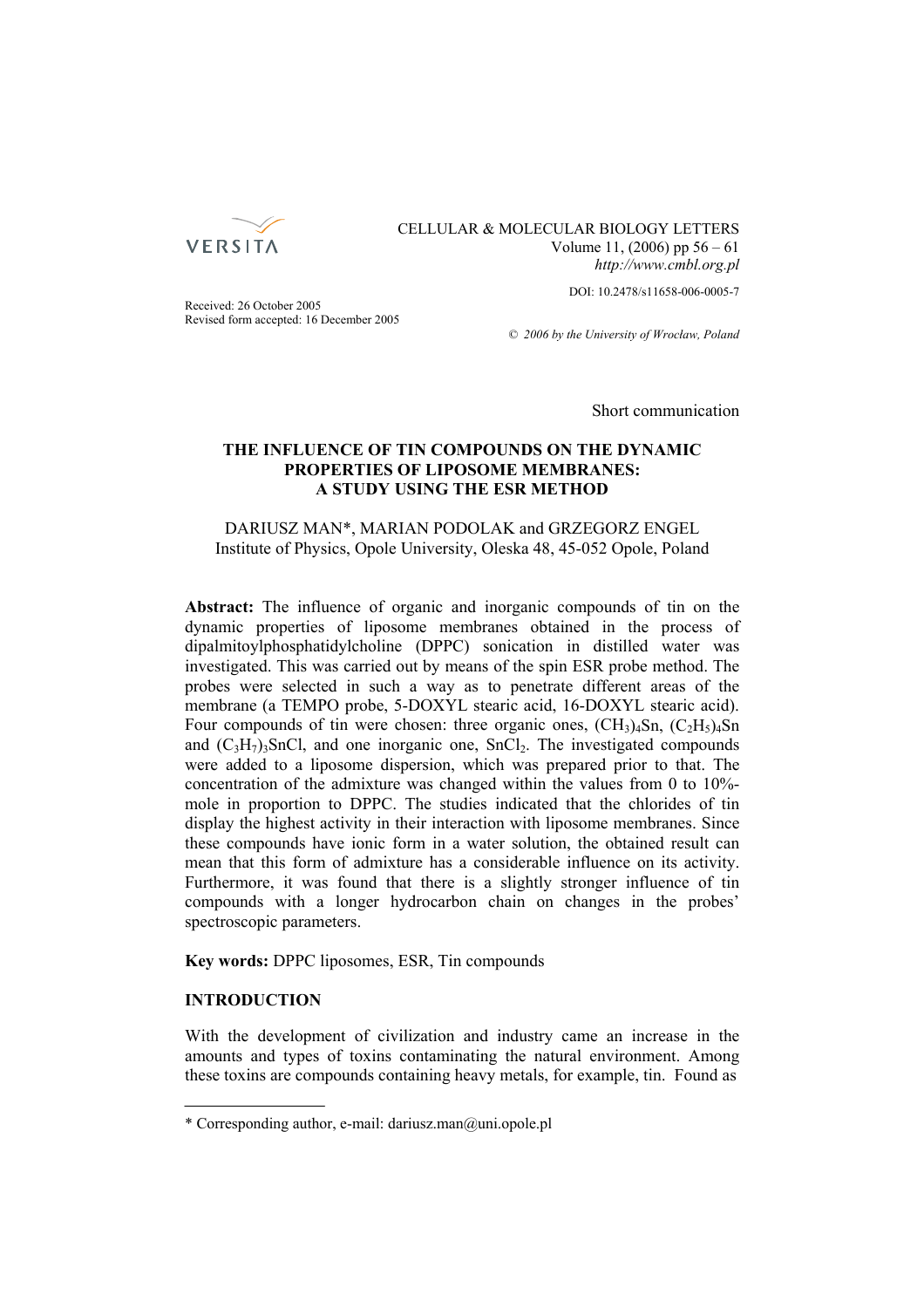Received: 26 October 2005
Revised form accepted: 16 December 2005

DOI: 10.2478/s11658-006-0005-7

© 2006 by the University of Wrocław, Poland

Short communication

# THE INFLUENCE OF TIN COMPOUNDS ON THE DYNAMIC PROPERTIES OF LIPOSOME MEMBRANES: A STUDY USING THE ESR METHOD

DARIUSZ MAN*, MARIAN PODOLAK and GRZEGORZ ENGEL
Institute of Physics, Opole University, Oleska 48, 45-052 Opole, Poland

**Abstract:** The influence of organic and inorganic compounds of tin on the dynamic properties of liposome membranes obtained in the process of dipalmitoylphosphatidylcholine (DPPC) sonication in distilled water was investigated. This was carried out by means of the spin ESR probe method. The probes were selected in such a way as to penetrate different areas of the membrane (a TEMPO probe, 5-DOXYL stearic acid, 16-DOXYL stearic acid). Four compounds of tin were chosen: three organic ones, $(CH_3)_4Sn$, $(C_2H_5)_4Sn$ and $(C_3H_7)_3SnCl$, and one inorganic one, $SnCl_2$. The investigated compounds were added to a liposome dispersion, which was prepared prior to that. The concentration of the admixture was changed within the values from 0 to 10%-mole in proportion to DPPC. The studies indicated that the chlorides of tin display the highest activity in their interaction with liposome membranes. Since these compounds have ionic form in a water solution, the obtained result can mean that this form of admixture has a considerable influence on its activity. Furthermore, it was found that there is a slightly stronger influence of tin compounds with a longer hydrocarbon chain on changes in the probes' spectroscopic parameters.

**Key words:** DPPC liposomes, ESR, Tin compounds

## INTRODUCTION

With the development of civilization and industry came an increase in the amounts and types of toxins contaminating the natural environment. Among these toxins are compounds containing heavy metals, for example, tin. Found as

* Corresponding author, e-mail: dariusz.man@uni.opole.pl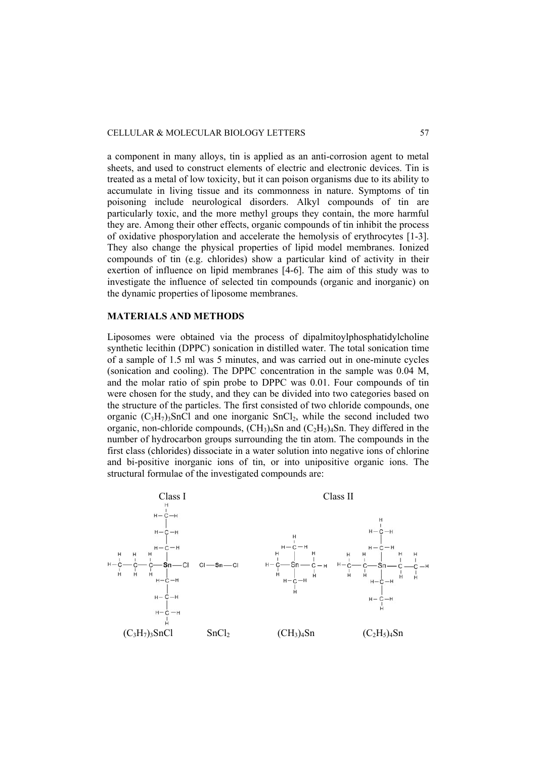a component in many alloys, tin is applied as an anti-corrosion agent to metal sheets, and used to construct elements of electric and electronic devices. Tin is treated as a metal of low toxicity, but it can poison organisms due to its ability to accumulate in living tissue and its commonness in nature. Symptoms of tin poisoning include neurological disorders. Alkyl compounds of tin are particularly toxic, and the more methyl groups they contain, the more harmful they are. Among their other effects, organic compounds of tin inhibit the process of oxidative phosporylation and accelerate the hemolysis of erythrocytes [1-3]. They also change the physical properties of lipid model membranes. Ionized compounds of tin (e.g. chlorides) show a particular kind of activity in their exertion of influence on lipid membranes [4-6]. The aim of this study was to investigate the influence of selected tin compounds (organic and inorganic) on the dynamic properties of liposome membranes.

## MATERIALS AND METHODS

Liposomes were obtained via the process of dipalmitoylphosphatidylcholine synthetic lecithin (DPPC) sonication in distilled water. The total sonication time of a sample of 1.5 ml was 5 minutes, and was carried out in one-minute cycles (sonication and cooling). The DPPC concentration in the sample was 0.04 M, and the molar ratio of spin probe to DPPC was 0.01. Four compounds of tin were chosen for the study, and they can be divided into two categories based on the structure of the particles. The first consisted of two chloride compounds, one organic $(C_3H_7)_3SnCl$ and one inorganic $SnCl_2$, while the second included two organic, non-chloride compounds, $(CH_3)_4Sn$ and $(C_2H_5)_4Sn$. They differed in the number of hydrocarbon groups surrounding the tin atom. The compounds in the first class (chlorides) dissociate in a water solution into negative ions of chlorine and bi-positive inorganic ions of tin, or into unipositive organic ions. The structural formulae of the investigated compounds are:

Class I: $(C_3H_7)_3SnCl$, $SnCl_2$ (Cl—Sn—Cl)

Class II: $(CH_3)_4Sn$, $(C_2H_5)_4Sn$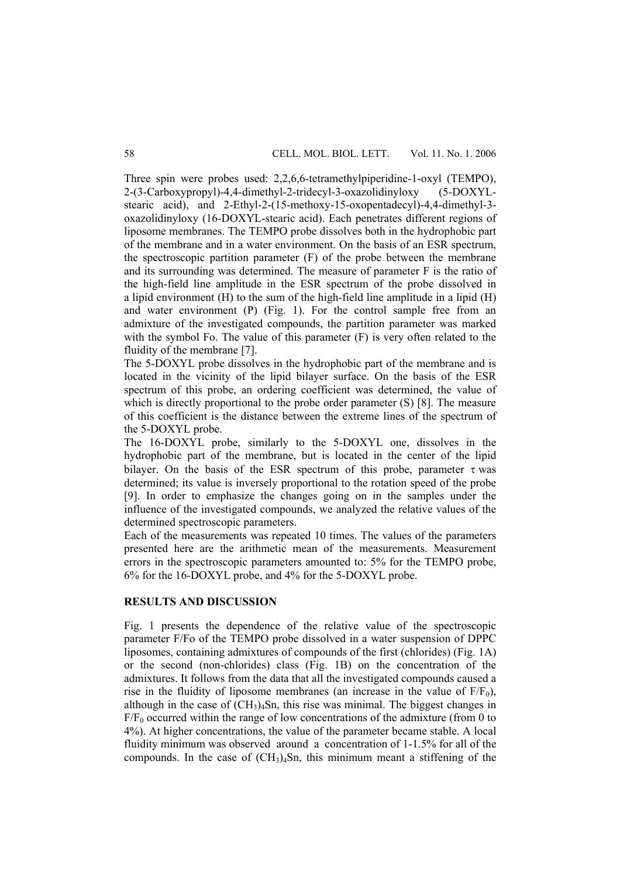Three spin were probes used: 2,2,6,6-tetramethylpiperidine-1-oxyl (TEMPO), 2-(3-Carboxypropyl)-4,4-dimethyl-2-tridecyl-3-oxazolidinyloxy (5-DOXYL-stearic acid), and 2-Ethyl-2-(15-methoxy-15-oxopentadecyl)-4,4-dimethyl-3-oxazolidinyloxy (16-DOXYL-stearic acid). Each penetrates different regions of liposome membranes. The TEMPO probe dissolves both in the hydrophobic part of the membrane and in a water environment. On the basis of an ESR spectrum, the spectroscopic partition parameter (F) of the probe between the membrane and its surrounding was determined. The measure of parameter F is the ratio of the high-field line amplitude in the ESR spectrum of the probe dissolved in a lipid environment (H) to the sum of the high-field line amplitude in a lipid (H) and water environment (P) (Fig. 1). For the control sample free from an admixture of the investigated compounds, the partition parameter was marked with the symbol Fo. The value of this parameter (F) is very often related to the fluidity of the membrane [7].

The 5-DOXYL probe dissolves in the hydrophobic part of the membrane and is located in the vicinity of the lipid bilayer surface. On the basis of the ESR spectrum of this probe, an ordering coefficient was determined, the value of which is directly proportional to the probe order parameter (S) [8]. The measure of this coefficient is the distance between the extreme lines of the spectrum of the 5-DOXYL probe.

The 16-DOXYL probe, similarly to the 5-DOXYL one, dissolves in the hydrophobic part of the membrane, but is located in the center of the lipid bilayer. On the basis of the ESR spectrum of this probe, parameter $\tau$ was determined; its value is inversely proportional to the rotation speed of the probe [9]. In order to emphasize the changes going on in the samples under the influence of the investigated compounds, we analyzed the relative values of the determined spectroscopic parameters.

Each of the measurements was repeated 10 times. The values of the parameters presented here are the arithmetic mean of the measurements. Measurement errors in the spectroscopic parameters amounted to: 5% for the TEMPO probe, 6% for the 16-DOXYL probe, and 4% for the 5-DOXYL probe.

## RESULTS AND DISCUSSION

Fig. 1 presents the dependence of the relative value of the spectroscopic parameter F/Fo of the TEMPO probe dissolved in a water suspension of DPPC liposomes, containing admixtures of compounds of the first (chlorides) (Fig. 1A) or the second (non-chlorides) class (Fig. 1B) on the concentration of the admixtures. It follows from the data that all the investigated compounds caused a rise in the fluidity of liposome membranes (an increase in the value of $F/F_0$), although in the case of $(CH_3)_4Sn$, this rise was minimal. The biggest changes in $F/F_0$ occurred within the range of low concentrations of the admixture (from 0 to 4%). At higher concentrations, the value of the parameter became stable. A local fluidity minimum was observed around a concentration of 1-1.5% for all of the compounds. In the case of $(CH_3)_4Sn$, this minimum meant a stiffening of the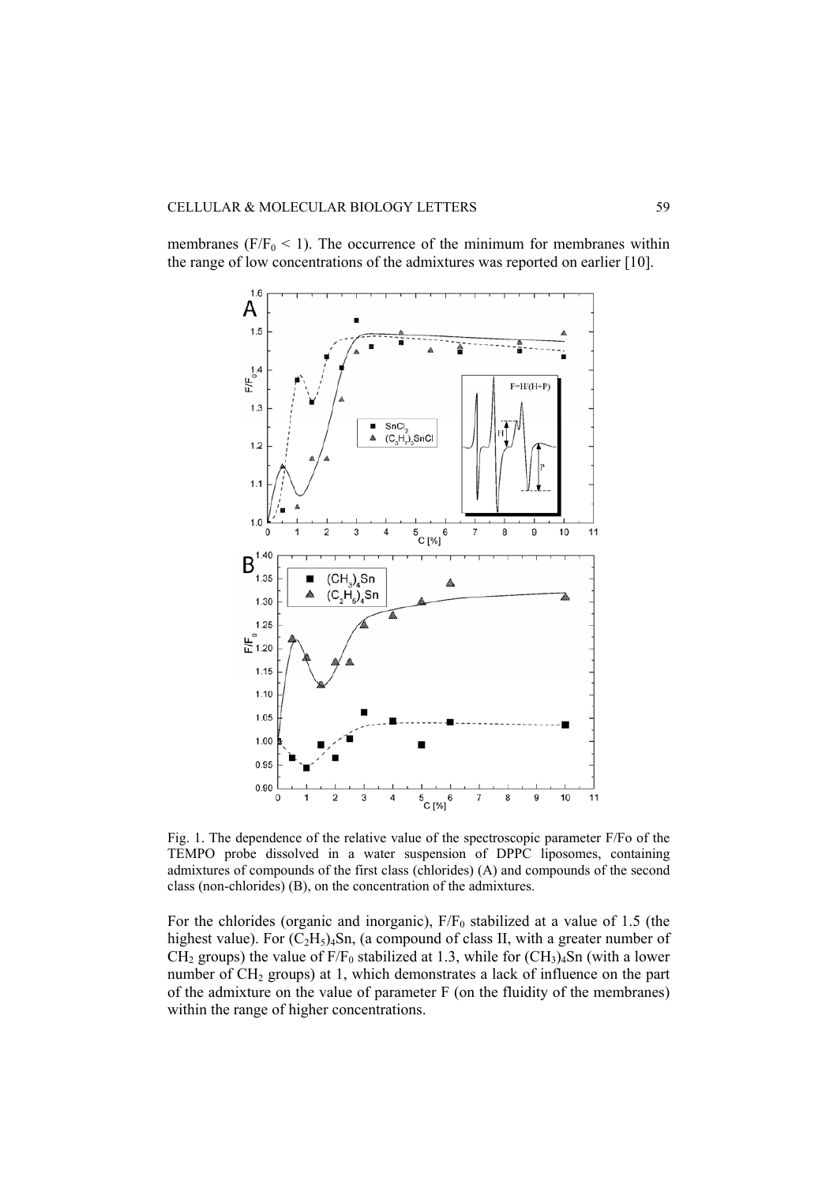membranes ($F/F_0 < 1$). The occurrence of the minimum for membranes within the range of low concentrations of the admixtures was reported on earlier [10].

Fig. 1. The dependence of the relative value of the spectroscopic parameter F/Fo of the TEMPO probe dissolved in a water suspension of DPPC liposomes, containing admixtures of compounds of the first class (chlorides) (A) and compounds of the second class (non-chlorides) (B), on the concentration of the admixtures.

For the chlorides (organic and inorganic), $F/F_0$ stabilized at a value of 1.5 (the highest value). For $(C_2H_5)_4Sn$, (a compound of class II, with a greater number of $CH_2$ groups) the value of $F/F_0$ stabilized at 1.3, while for $(CH_3)_4Sn$ (with a lower number of $CH_2$ groups) at 1, which demonstrates a lack of influence on the part of the admixture on the value of parameter F (on the fluidity of the membranes) within the range of higher concentrations.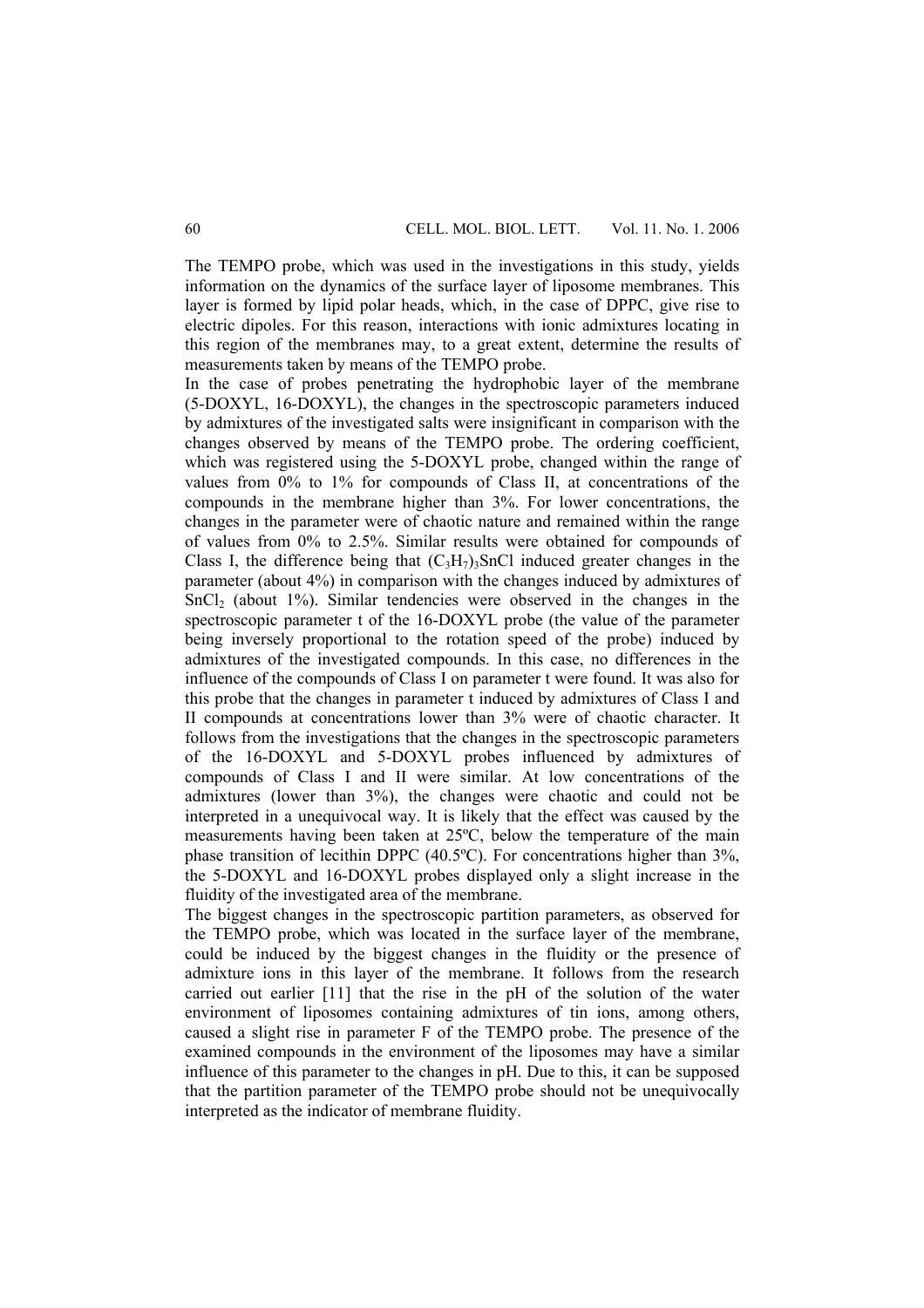The TEMPO probe, which was used in the investigations in this study, yields information on the dynamics of the surface layer of liposome membranes. This layer is formed by lipid polar heads, which, in the case of DPPC, give rise to electric dipoles. For this reason, interactions with ionic admixtures locating in this region of the membranes may, to a great extent, determine the results of measurements taken by means of the TEMPO probe.

In the case of probes penetrating the hydrophobic layer of the membrane (5-DOXYL, 16-DOXYL), the changes in the spectroscopic parameters induced by admixtures of the investigated salts were insignificant in comparison with the changes observed by means of the TEMPO probe. The ordering coefficient, which was registered using the 5-DOXYL probe, changed within the range of values from 0% to 1% for compounds of Class II, at concentrations of the compounds in the membrane higher than 3%. For lower concentrations, the changes in the parameter were of chaotic nature and remained within the range of values from 0% to 2.5%. Similar results were obtained for compounds of Class I, the difference being that $(C_3H_7)_3SnCl$ induced greater changes in the parameter (about 4%) in comparison with the changes induced by admixtures of $SnCl_2$ (about 1%). Similar tendencies were observed in the changes in the spectroscopic parameter t of the 16-DOXYL probe (the value of the parameter being inversely proportional to the rotation speed of the probe) induced by admixtures of the investigated compounds. In this case, no differences in the influence of the compounds of Class I on parameter t were found. It was also for this probe that the changes in parameter t induced by admixtures of Class I and II compounds at concentrations lower than 3% were of chaotic character. It follows from the investigations that the changes in the spectroscopic parameters of the 16-DOXYL and 5-DOXYL probes influenced by admixtures of compounds of Class I and II were similar. At low concentrations of the admixtures (lower than 3%), the changes were chaotic and could not be interpreted in a unequivocal way. It is likely that the effect was caused by the measurements having been taken at 25ºC, below the temperature of the main phase transition of lecithin DPPC (40.5ºC). For concentrations higher than 3%, the 5-DOXYL and 16-DOXYL probes displayed only a slight increase in the fluidity of the investigated area of the membrane.

The biggest changes in the spectroscopic partition parameters, as observed for the TEMPO probe, which was located in the surface layer of the membrane, could be induced by the biggest changes in the fluidity or the presence of admixture ions in this layer of the membrane. It follows from the research carried out earlier [11] that the rise in the pH of the solution of the water environment of liposomes containing admixtures of tin ions, among others, caused a slight rise in parameter F of the TEMPO probe. The presence of the examined compounds in the environment of the liposomes may have a similar influence of this parameter to the changes in pH. Due to this, it can be supposed that the partition parameter of the TEMPO probe should not be unequivocally interpreted as the indicator of membrane fluidity.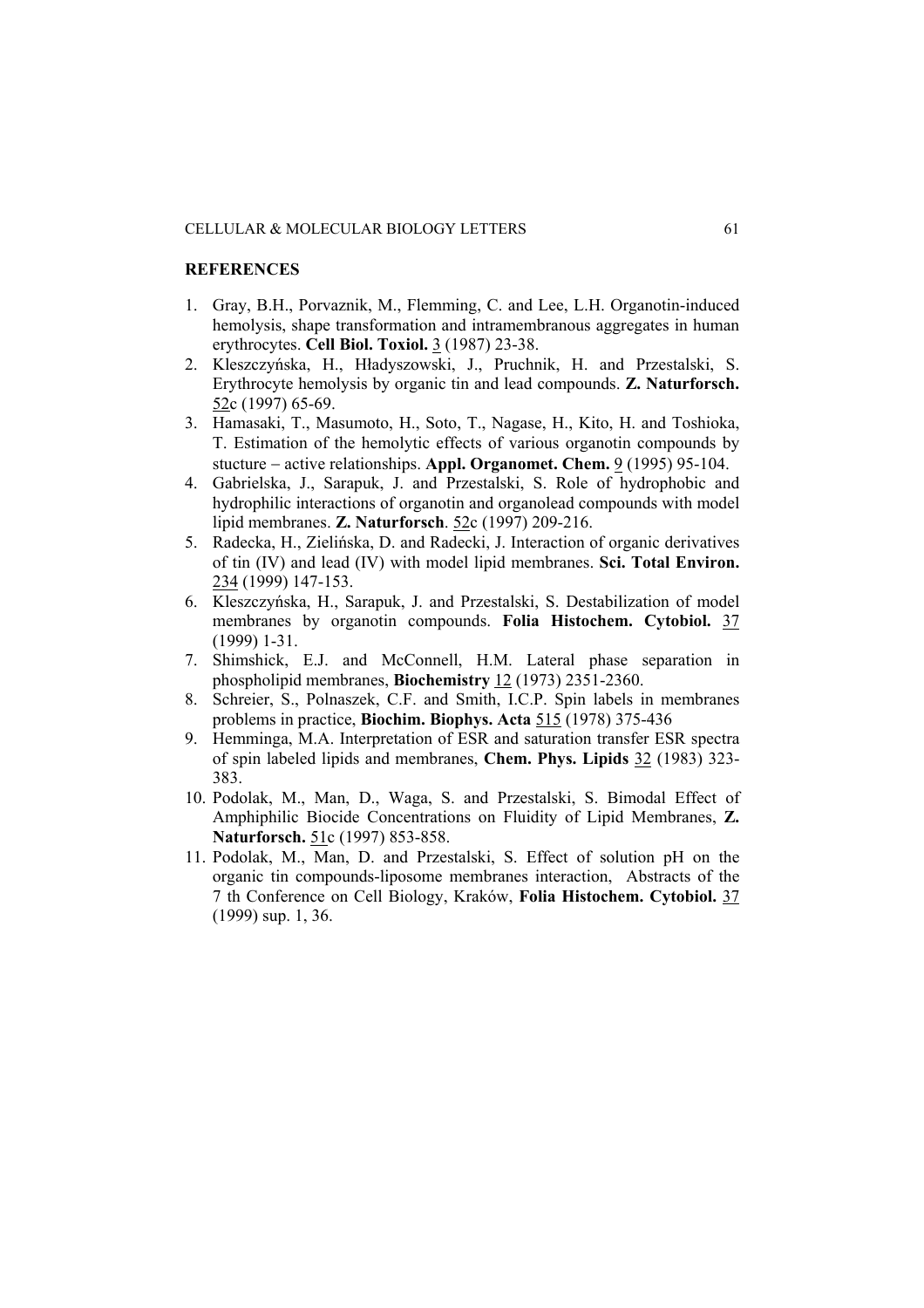## REFERENCES

1. Gray, B.H., Porvaznik, M., Flemming, C. and Lee, L.H. Organotin-induced hemolysis, shape transformation and intramembranous aggregates in human erythrocytes. **Cell Biol. Toxiol.** 3 (1987) 23-38.
2. Kleszczyńska, H., Hładyszowski, J., Pruchnik, H. and Przestalski, S. Erythrocyte hemolysis by organic tin and lead compounds. **Z. Naturforsch.** 52c (1997) 65-69.
3. Hamasaki, T., Masumoto, H., Soto, T., Nagase, H., Kito, H. and Toshioka, T. Estimation of the hemolytic effects of various organotin compounds by stucture – active relationships. **Appl. Organomet. Chem.** 9 (1995) 95-104.
4. Gabrielska, J., Sarapuk, J. and Przestalski, S. Role of hydrophobic and hydrophilic interactions of organotin and organolead compounds with model lipid membranes. **Z. Naturforsch**. 52c (1997) 209-216.
5. Radecka, H., Zielińska, D. and Radecki, J. Interaction of organic derivatives of tin (IV) and lead (IV) with model lipid membranes. **Sci. Total Environ.** 234 (1999) 147-153.
6. Kleszczyńska, H., Sarapuk, J. and Przestalski, S. Destabilization of model membranes by organotin compounds. **Folia Histochem. Cytobiol.** 37 (1999) 1-31.
7. Shimshick, E.J. and McConnell, H.M. Lateral phase separation in phospholipid membranes, **Biochemistry** 12 (1973) 2351-2360.
8. Schreier, S., Polnaszek, C.F. and Smith, I.C.P. Spin labels in membranes problems in practice, **Biochim. Biophys. Acta** 515 (1978) 375-436
9. Hemminga, M.A. Interpretation of ESR and saturation transfer ESR spectra of spin labeled lipids and membranes, **Chem. Phys. Lipids** 32 (1983) 323-383.
10. Podolak, M., Man, D., Waga, S. and Przestalski, S. Bimodal Effect of Amphiphilic Biocide Concentrations on Fluidity of Lipid Membranes, **Z. Naturforsch.** 51c (1997) 853-858.
11. Podolak, M., Man, D. and Przestalski, S. Effect of solution pH on the organic tin compounds-liposome membranes interaction, Abstracts of the 7 th Conference on Cell Biology, Kraków, **Folia Histochem. Cytobiol.** 37 (1999) sup. 1, 36.